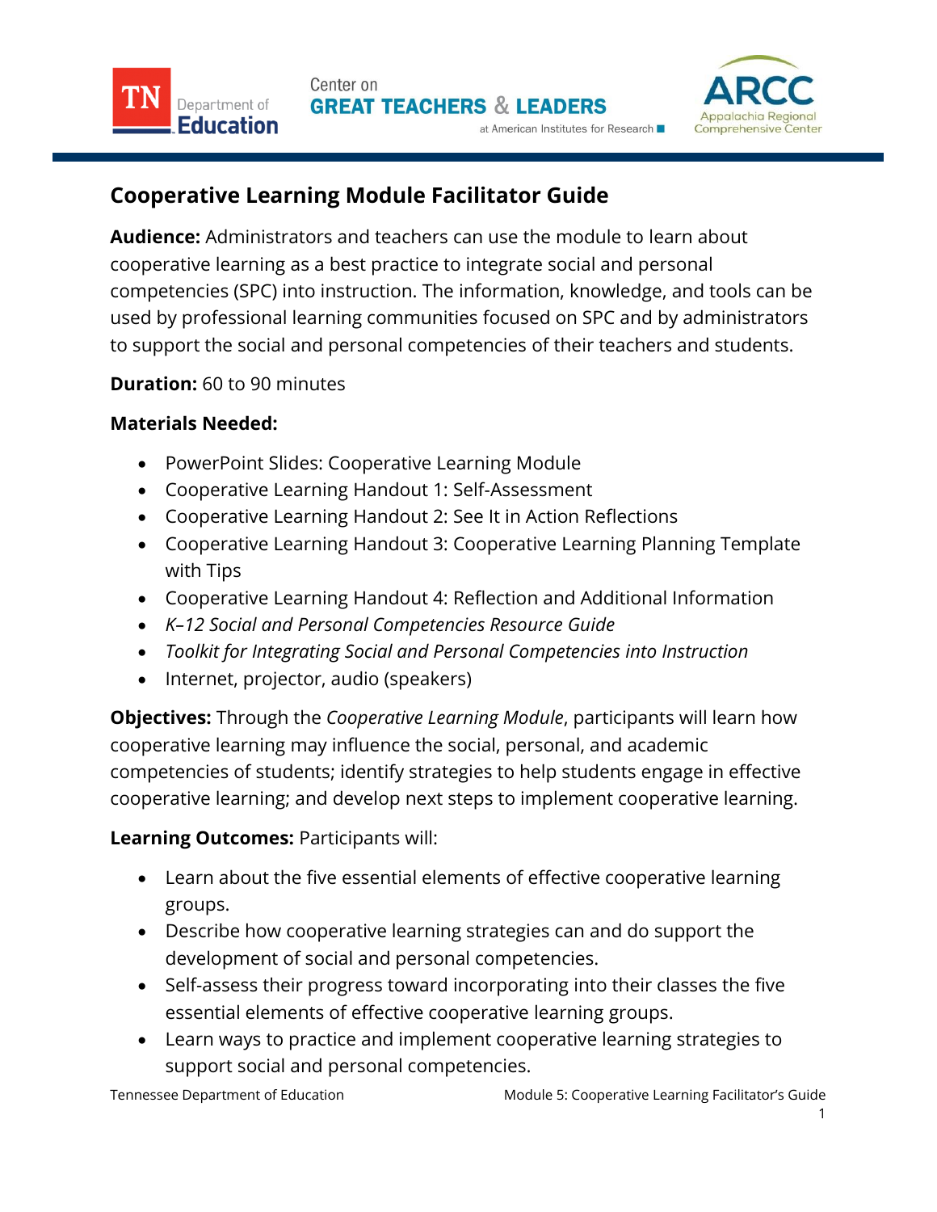# Cooperative Learning Module Facilitator Guide

**Audience:** Administrators and teachers can use the module to learn about cooperative learning as a best practice to integrate social and personal competencies (SPC) into instruction. The information, knowledge, and tools can be used by professional learning communities focused on SPC and by administrators to support the social and personal competencies of their teachers and students.

**Duration:** 60 to 90 minutes

**Materials Needed:**

- PowerPoint Slides: Cooperative Learning Module
- Cooperative Learning Handout 1: Self-Assessment
- Cooperative Learning Handout 2: See It in Action Reflections
- Cooperative Learning Handout 3: Cooperative Learning Planning Template with Tips
- Cooperative Learning Handout 4: Reflection and Additional Information
- *K–12 Social and Personal Competencies Resource Guide*
- *Toolkit for Integrating Social and Personal Competencies into Instruction*
- Internet, projector, audio (speakers)

**Objectives:** Through the *Cooperative Learning Module*, participants will learn how cooperative learning may influence the social, personal, and academic competencies of students; identify strategies to help students engage in effective cooperative learning; and develop next steps to implement cooperative learning.

**Learning Outcomes:** Participants will:

- Learn about the five essential elements of effective cooperative learning groups.
- Describe how cooperative learning strategies can and do support the development of social and personal competencies.
- Self-assess their progress toward incorporating into their classes the five essential elements of effective cooperative learning groups.
- Learn ways to practice and implement cooperative learning strategies to support social and personal competencies.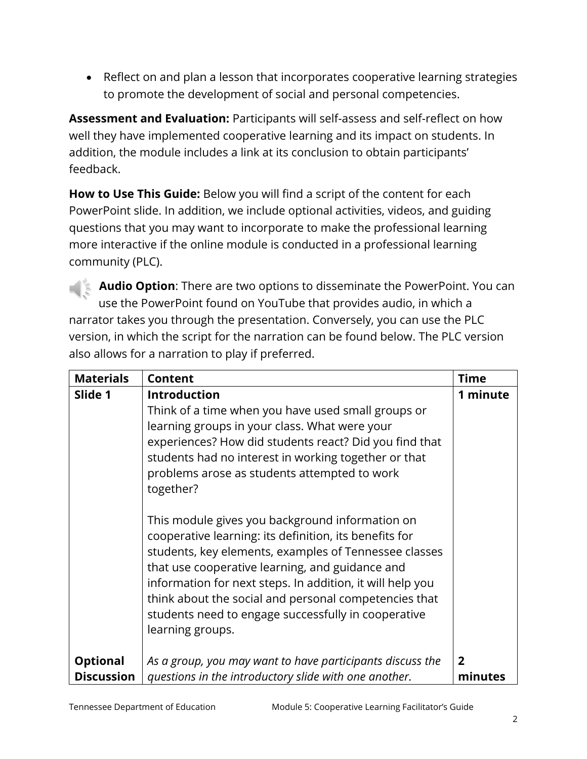- Reflect on and plan a lesson that incorporates cooperative learning strategies to promote the development of social and personal competencies.

**Assessment and Evaluation:** Participants will self-assess and self-reflect on how well they have implemented cooperative learning and its impact on students. In addition, the module includes a link at its conclusion to obtain participants' feedback.

**How to Use This Guide:** Below you will find a script of the content for each PowerPoint slide. In addition, we include optional activities, videos, and guiding questions that you may want to incorporate to make the professional learning more interactive if the online module is conducted in a professional learning community (PLC).

**Audio Option**: There are two options to disseminate the PowerPoint. You can use the PowerPoint found on YouTube that provides audio, in which a narrator takes you through the presentation. Conversely, you can use the PLC version, in which the script for the narration can be found below. The PLC version also allows for a narration to play if preferred.

| Materials | Content | Time |
|---|---|---|
| **Slide 1** | **Introduction**<br>Think of a time when you have used small groups or learning groups in your class. What were your experiences? How did students react? Did you find that students had no interest in working together or that problems arose as students attempted to work together?<br><br>This module gives you background information on cooperative learning: its definition, its benefits for students, key elements, examples of Tennessee classes that use cooperative learning, and guidance and information for next steps. In addition, it will help you think about the social and personal competencies that students need to engage successfully in cooperative learning groups. | **1 minute** |
| **Optional Discussion** | *As a group, you may want to have participants discuss the questions in the introductory slide with one another.* | **2 minutes** |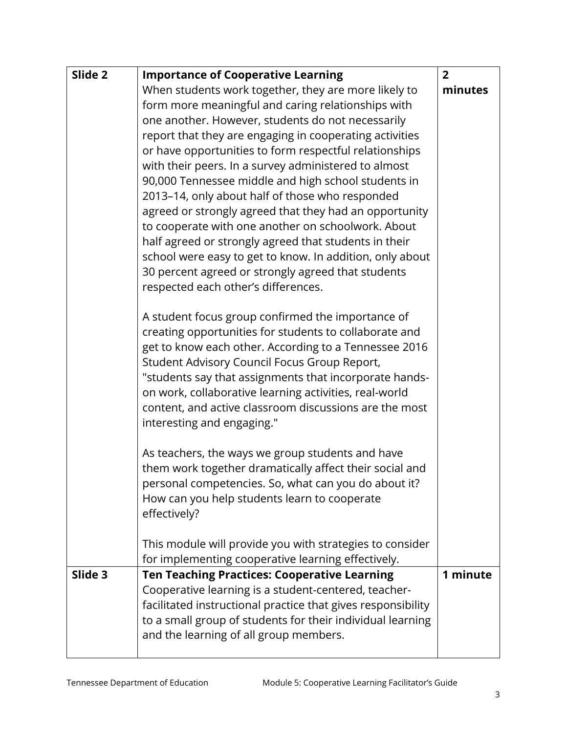| Slide 2 | **Importance of Cooperative Learning**<br>When students work together, they are more likely to form more meaningful and caring relationships with one another. However, students do not necessarily report that they are engaging in cooperating activities or have opportunities to form respectful relationships with their peers. In a survey administered to almost 90,000 Tennessee middle and high school students in 2013–14, only about half of those who responded agreed or strongly agreed that they had an opportunity to cooperate with one another on schoolwork. About half agreed or strongly agreed that students in their school were easy to get to know. In addition, only about 30 percent agreed or strongly agreed that students respected each other's differences.<br><br>A student focus group confirmed the importance of creating opportunities for students to collaborate and get to know each other. According to a Tennessee 2016 Student Advisory Council Focus Group Report, "students say that assignments that incorporate hands-on work, collaborative learning activities, real-world content, and active classroom discussions are the most interesting and engaging."<br><br>As teachers, the ways we group students and have them work together dramatically affect their social and personal competencies. So, what can you do about it? How can you help students learn to cooperate effectively?<br><br>This module will provide you with strategies to consider for implementing cooperative learning effectively. | **2 minutes** |
|---|---|---|
| **Slide 3** | **Ten Teaching Practices: Cooperative Learning**<br>Cooperative learning is a student-centered, teacher-facilitated instructional practice that gives responsibility to a small group of students for their individual learning and the learning of all group members. | **1 minute** |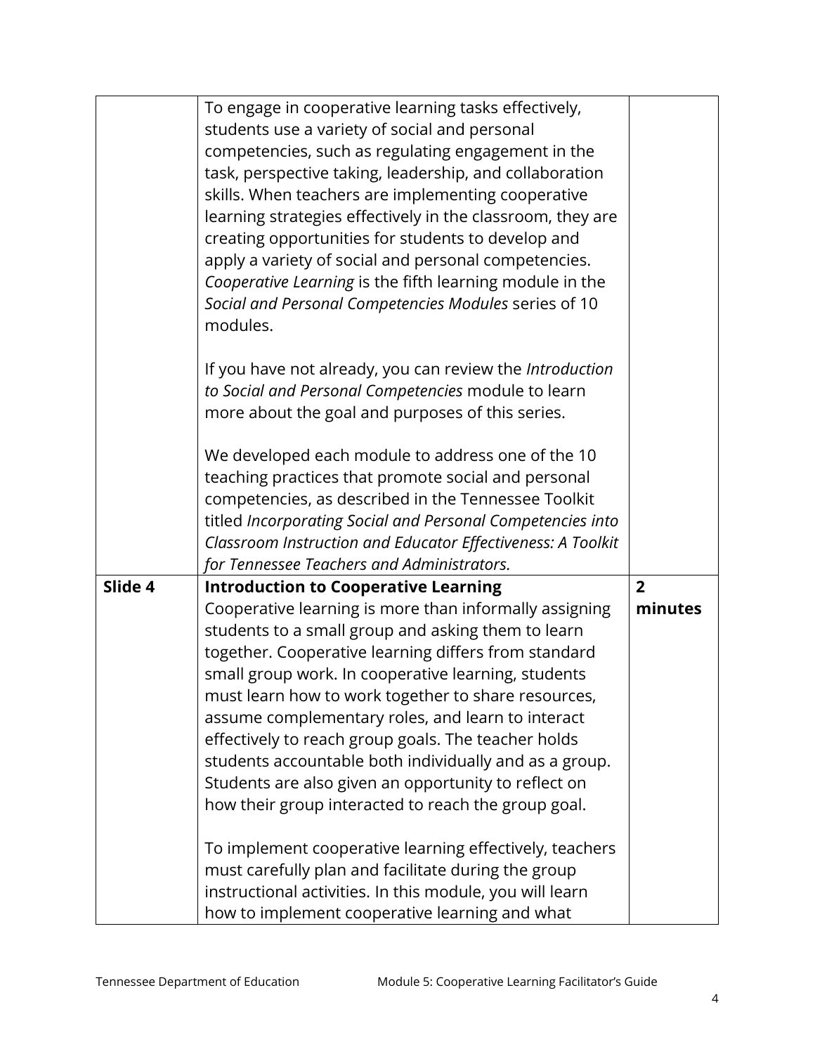| | | |
|---|---|---|
| | To engage in cooperative learning tasks effectively, students use a variety of social and personal competencies, such as regulating engagement in the task, perspective taking, leadership, and collaboration skills. When teachers are implementing cooperative learning strategies effectively in the classroom, they are creating opportunities for students to develop and apply a variety of social and personal competencies. *Cooperative Learning* is the fifth learning module in the *Social and Personal Competencies Modules* series of 10 modules.<br><br>If you have not already, you can review the *Introduction to Social and Personal Competencies* module to learn more about the goal and purposes of this series.<br><br>We developed each module to address one of the 10 teaching practices that promote social and personal competencies, as described in the Tennessee Toolkit titled *Incorporating Social and Personal Competencies into Classroom Instruction and Educator Effectiveness: A Toolkit for Tennessee Teachers and Administrators.* | |
| **Slide 4** | **Introduction to Cooperative Learning**<br>Cooperative learning is more than informally assigning students to a small group and asking them to learn together. Cooperative learning differs from standard small group work. In cooperative learning, students must learn how to work together to share resources, assume complementary roles, and learn to interact effectively to reach group goals. The teacher holds students accountable both individually and as a group. Students are also given an opportunity to reflect on how their group interacted to reach the group goal.<br><br>To implement cooperative learning effectively, teachers must carefully plan and facilitate during the group instructional activities. In this module, you will learn how to implement cooperative learning and what | **2 minutes** |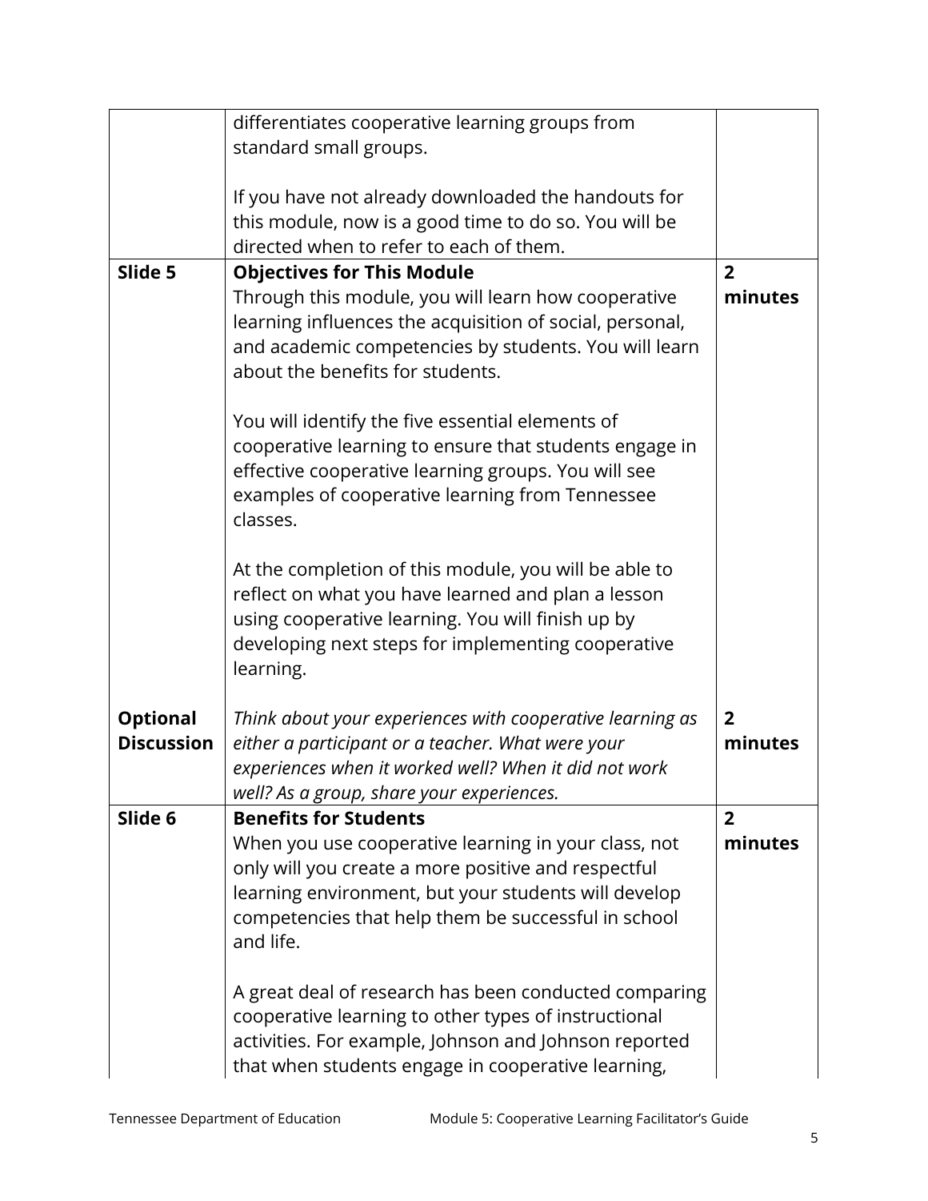| | | |
|---|---|---|
| | differentiates cooperative learning groups from standard small groups.<br><br>If you have not already downloaded the handouts for this module, now is a good time to do so. You will be directed when to refer to each of them. | |
| **Slide 5** | **Objectives for This Module**<br>Through this module, you will learn how cooperative learning influences the acquisition of social, personal, and academic competencies by students. You will learn about the benefits for students.<br><br>You will identify the five essential elements of cooperative learning to ensure that students engage in effective cooperative learning groups. You will see examples of cooperative learning from Tennessee classes.<br><br>At the completion of this module, you will be able to reflect on what you have learned and plan a lesson using cooperative learning. You will finish up by developing next steps for implementing cooperative learning. | **2 minutes** |
| **Optional Discussion** | *Think about your experiences with cooperative learning as either a participant or a teacher. What were your experiences when it worked well? When it did not work well? As a group, share your experiences.* | **2 minutes** |
| **Slide 6** | **Benefits for Students**<br>When you use cooperative learning in your class, not only will you create a more positive and respectful learning environment, but your students will develop competencies that help them be successful in school and life.<br><br>A great deal of research has been conducted comparing cooperative learning to other types of instructional activities. For example, Johnson and Johnson reported that when students engage in cooperative learning, | **2 minutes** |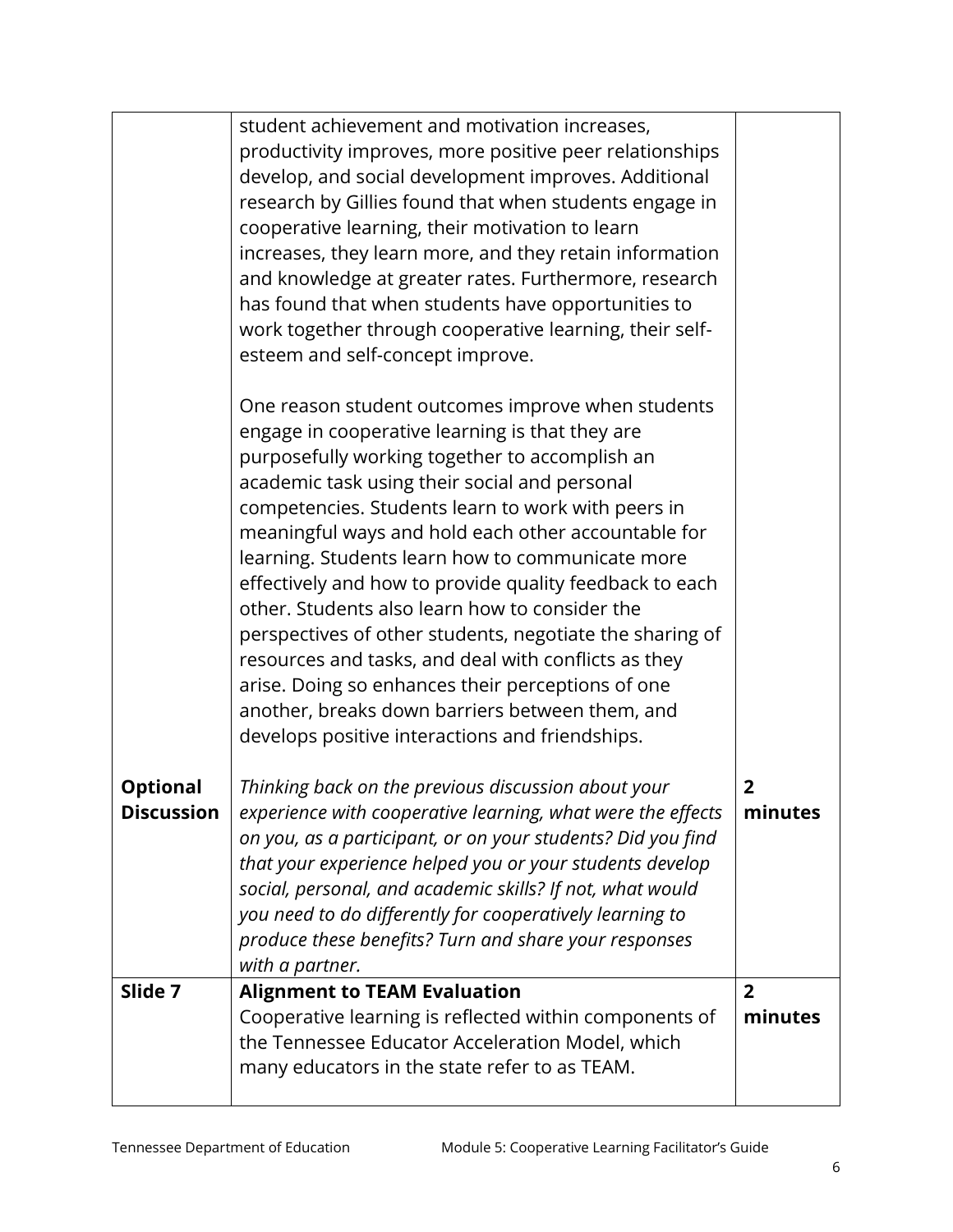|  |  |  |
| --- | --- | --- |
|  | student achievement and motivation increases, productivity improves, more positive peer relationships develop, and social development improves. Additional research by Gillies found that when students engage in cooperative learning, their motivation to learn increases, they learn more, and they retain information and knowledge at greater rates. Furthermore, research has found that when students have opportunities to work together through cooperative learning, their self-esteem and self-concept improve.<br><br>One reason student outcomes improve when students engage in cooperative learning is that they are purposefully working together to accomplish an academic task using their social and personal competencies. Students learn to work with peers in meaningful ways and hold each other accountable for learning. Students learn how to communicate more effectively and how to provide quality feedback to each other. Students also learn how to consider the perspectives of other students, negotiate the sharing of resources and tasks, and deal with conflicts as they arise. Doing so enhances their perceptions of one another, breaks down barriers between them, and develops positive interactions and friendships. |  |
| **Optional Discussion** | *Thinking back on the previous discussion about your experience with cooperative learning, what were the effects on you, as a participant, or on your students? Did you find that your experience helped you or your students develop social, personal, and academic skills? If not, what would you need to do differently for cooperatively learning to produce these benefits? Turn and share your responses with a partner.* | **2 minutes** |
| **Slide 7** | **Alignment to TEAM Evaluation**<br>Cooperative learning is reflected within components of the Tennessee Educator Acceleration Model, which many educators in the state refer to as TEAM. | **2 minutes** |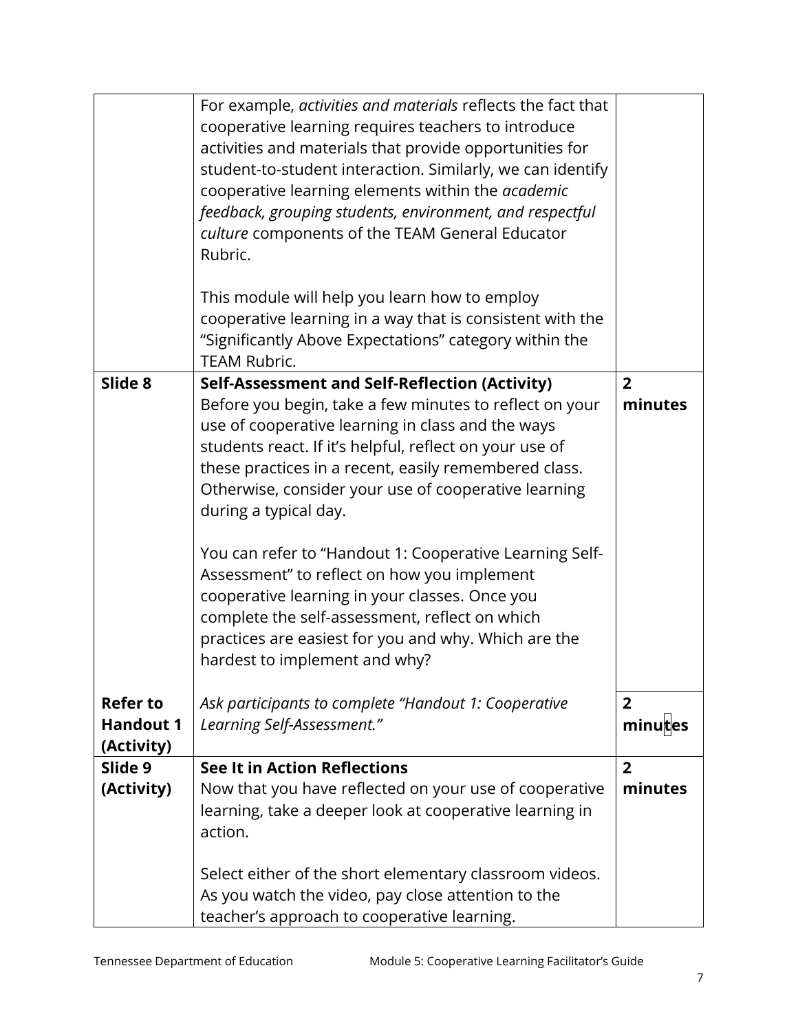| | | |
|---|---|---|
| | For example, *activities and materials* reflects the fact that cooperative learning requires teachers to introduce activities and materials that provide opportunities for student-to-student interaction. Similarly, we can identify cooperative learning elements within the *academic feedback, grouping students, environment, and respectful culture* components of the TEAM General Educator Rubric.<br><br>This module will help you learn how to employ cooperative learning in a way that is consistent with the "Significantly Above Expectations" category within the TEAM Rubric. | |
| **Slide 8** | **Self-Assessment and Self-Reflection (Activity)**<br>Before you begin, take a few minutes to reflect on your use of cooperative learning in class and the ways students react. If it's helpful, reflect on your use of these practices in a recent, easily remembered class. Otherwise, consider your use of cooperative learning during a typical day.<br><br>You can refer to "Handout 1: Cooperative Learning Self-Assessment" to reflect on how you implement cooperative learning in your classes. Once you complete the self-assessment, reflect on which practices are easiest for you and why. Which are the hardest to implement and why? | **2 minutes** |
| **Refer to Handout 1 (Activity)** | *Ask participants to complete "Handout 1: Cooperative Learning Self-Assessment."* | **2 minutes** |
| **Slide 9 (Activity)** | **See It in Action Reflections**<br>Now that you have reflected on your use of cooperative learning, take a deeper look at cooperative learning in action.<br><br>Select either of the short elementary classroom videos. As you watch the video, pay close attention to the teacher's approach to cooperative learning. | **2 minutes** |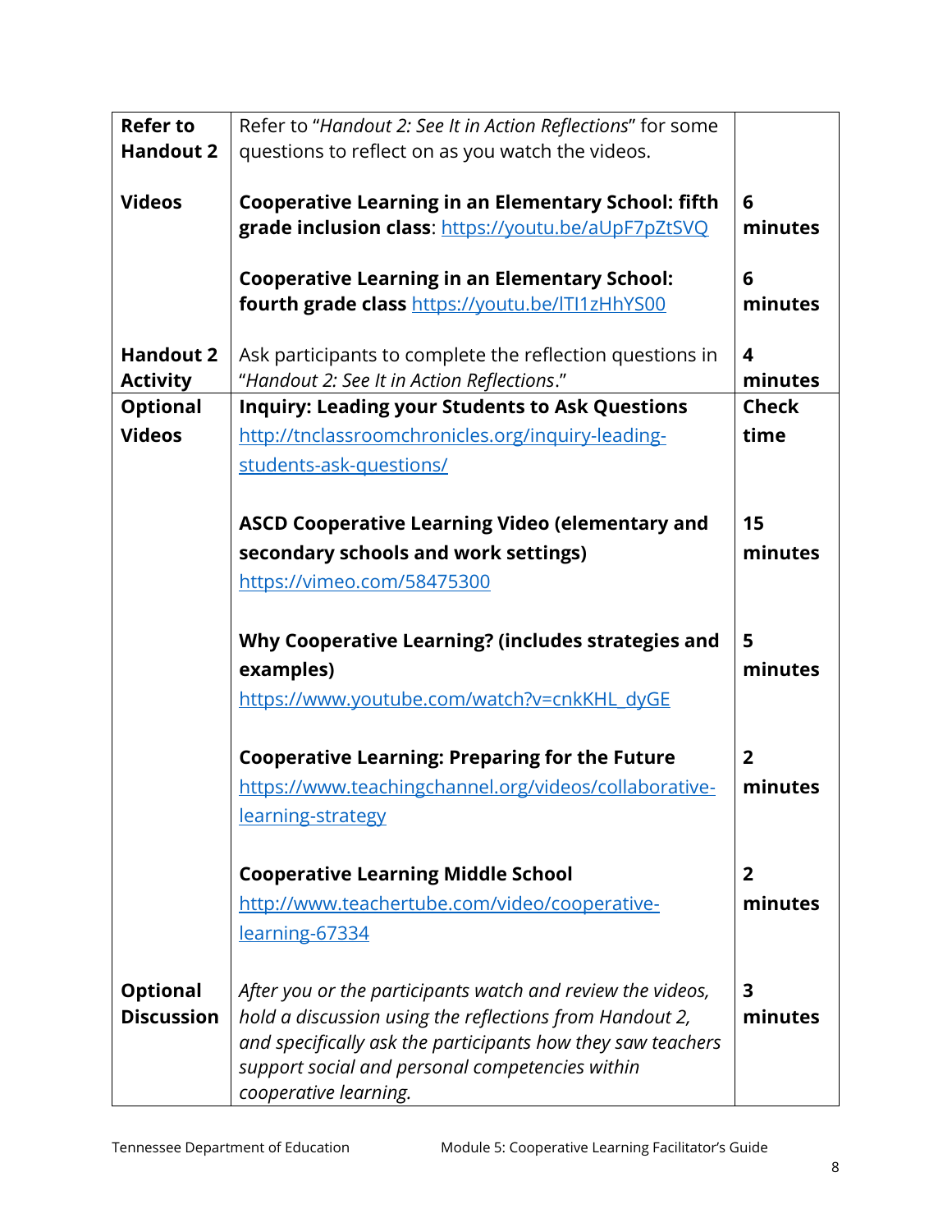| | | |
|---|---|---|
| **Refer to Handout 2** | Refer to "*Handout 2: See It in Action Reflections*" for some questions to reflect on as you watch the videos. | |
| **Videos** | **Cooperative Learning in an Elementary School: fifth grade inclusion class**: https://youtu.be/aUpF7pZtSVQ | **6 minutes** |
| | **Cooperative Learning in an Elementary School: fourth grade class** https://youtu.be/lTI1zHhYS00 | **6 minutes** |
| **Handout 2 Activity** | Ask participants to complete the reflection questions in "*Handout 2: See It in Action Reflections*." | **4 minutes** |
| **Optional Videos** | **Inquiry: Leading your Students to Ask Questions** http://tnclassroomchronicles.org/inquiry-leading-students-ask-questions/ | **Check time** |
| | **ASCD Cooperative Learning Video (elementary and secondary schools and work settings)** https://vimeo.com/58475300 | **15 minutes** |
| | **Why Cooperative Learning? (includes strategies and examples)** https://www.youtube.com/watch?v=cnkKHL_dyGE | **5 minutes** |
| | **Cooperative Learning: Preparing for the Future** https://www.teachingchannel.org/videos/collaborative-learning-strategy | **2 minutes** |
| | **Cooperative Learning Middle School** http://www.teachertube.com/video/cooperative-learning-67334 | **2 minutes** |
| **Optional Discussion** | *After you or the participants watch and review the videos, hold a discussion using the reflections from Handout 2, and specifically ask the participants how they saw teachers support social and personal competencies within cooperative learning.* | **3 minutes** |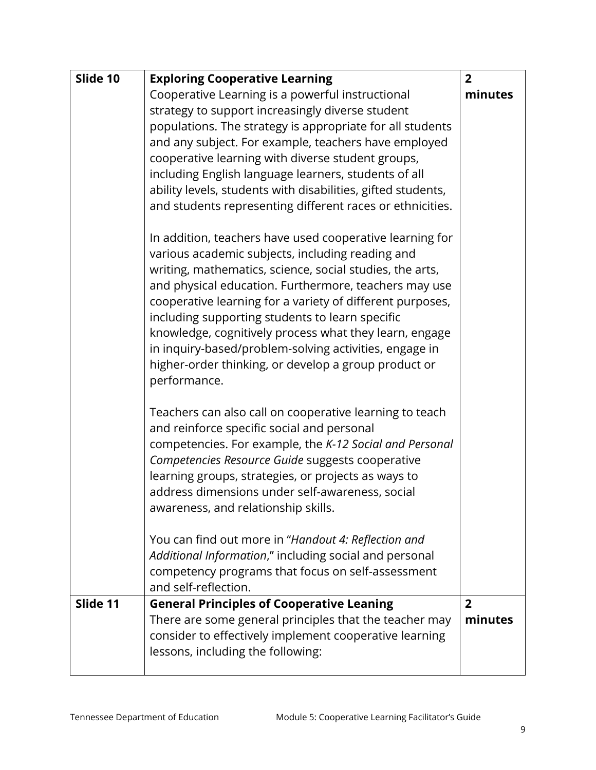| Slide 10 | **Exploring Cooperative Learning**<br>Cooperative Learning is a powerful instructional strategy to support increasingly diverse student populations. The strategy is appropriate for all students and any subject. For example, teachers have employed cooperative learning with diverse student groups, including English language learners, students of all ability levels, students with disabilities, gifted students, and students representing different races or ethnicities.<br><br>In addition, teachers have used cooperative learning for various academic subjects, including reading and writing, mathematics, science, social studies, the arts, and physical education. Furthermore, teachers may use cooperative learning for a variety of different purposes, including supporting students to learn specific knowledge, cognitively process what they learn, engage in inquiry-based/problem-solving activities, engage in higher-order thinking, or develop a group product or performance.<br><br>Teachers can also call on cooperative learning to teach and reinforce specific social and personal competencies. For example, the *K-12 Social and Personal Competencies Resource Guide* suggests cooperative learning groups, strategies, or projects as ways to address dimensions under self-awareness, social awareness, and relationship skills.<br><br>You can find out more in "*Handout 4: Reflection and Additional Information*," including social and personal competency programs that focus on self-assessment and self-reflection. | **2 minutes** |
|---|---|---|
| **Slide 11** | **General Principles of Cooperative Leaning**<br>There are some general principles that the teacher may consider to effectively implement cooperative learning lessons, including the following: | **2 minutes** |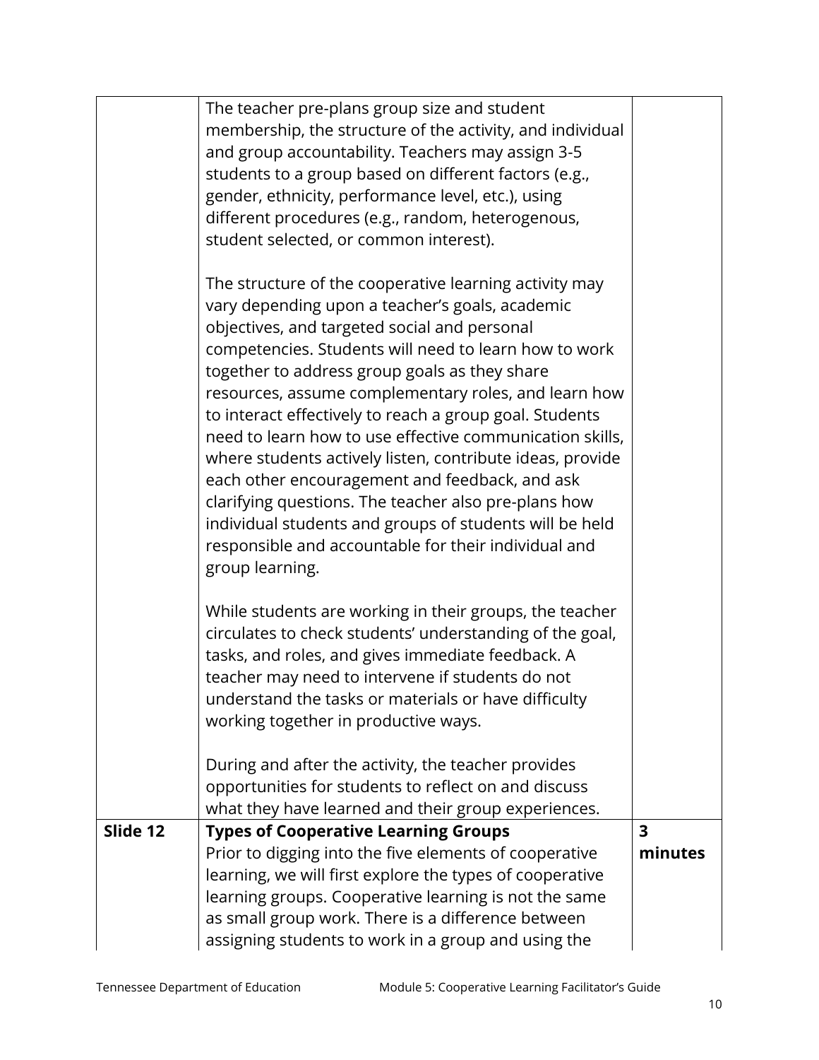| | | |
|---|---|---|
| | The teacher pre-plans group size and student membership, the structure of the activity, and individual and group accountability. Teachers may assign 3-5 students to a group based on different factors (e.g., gender, ethnicity, performance level, etc.), using different procedures (e.g., random, heterogenous, student selected, or common interest).<br><br>The structure of the cooperative learning activity may vary depending upon a teacher's goals, academic objectives, and targeted social and personal competencies. Students will need to learn how to work together to address group goals as they share resources, assume complementary roles, and learn how to interact effectively to reach a group goal. Students need to learn how to use effective communication skills, where students actively listen, contribute ideas, provide each other encouragement and feedback, and ask clarifying questions. The teacher also pre-plans how individual students and groups of students will be held responsible and accountable for their individual and group learning.<br><br>While students are working in their groups, the teacher circulates to check students' understanding of the goal, tasks, and roles, and gives immediate feedback. A teacher may need to intervene if students do not understand the tasks or materials or have difficulty working together in productive ways.<br><br>During and after the activity, the teacher provides opportunities for students to reflect on and discuss what they have learned and their group experiences. | |
| **Slide 12** | **Types of Cooperative Learning Groups**<br>Prior to digging into the five elements of cooperative learning, we will first explore the types of cooperative learning groups. Cooperative learning is not the same as small group work. There is a difference between assigning students to work in a group and using the | **3 minutes** |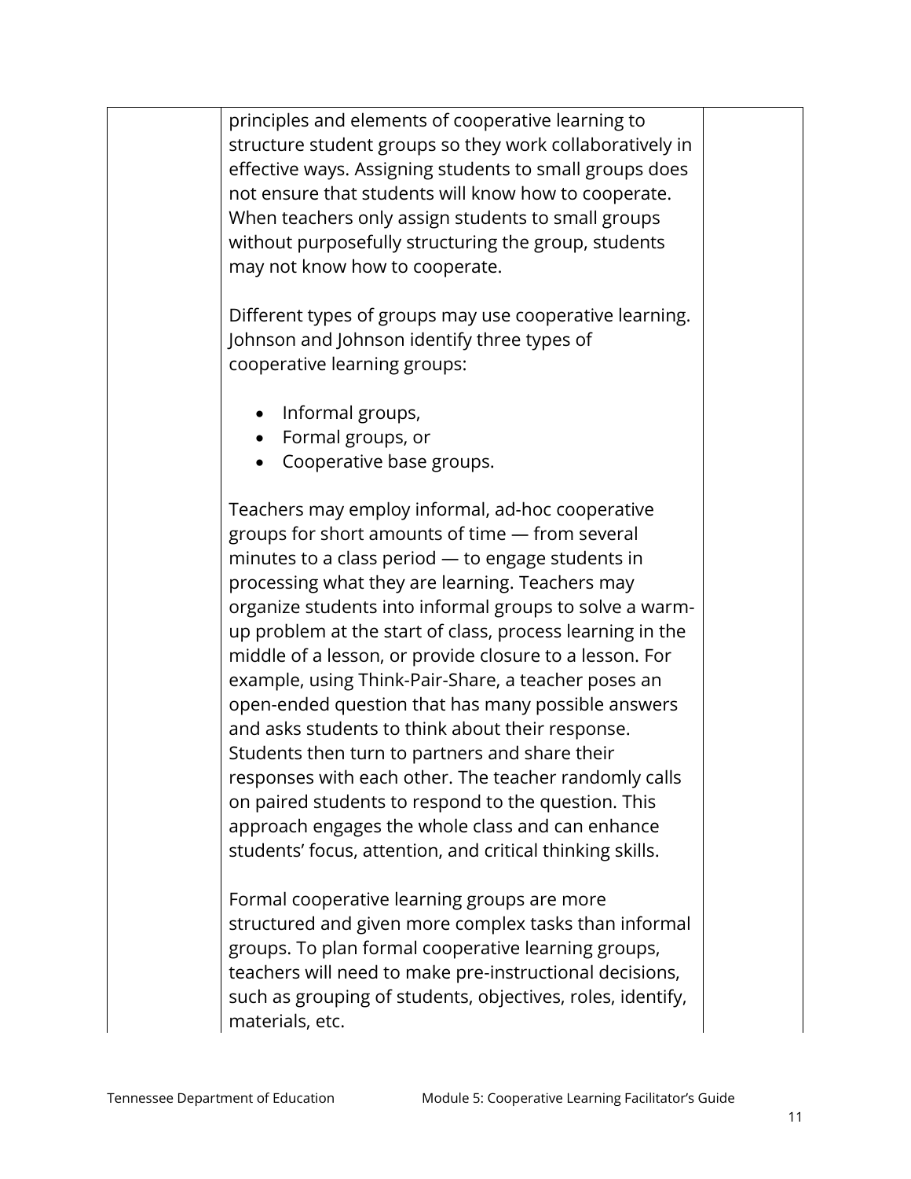principles and elements of cooperative learning to structure student groups so they work collaboratively in effective ways. Assigning students to small groups does not ensure that students will know how to cooperate. When teachers only assign students to small groups without purposefully structuring the group, students may not know how to cooperate.

Different types of groups may use cooperative learning. Johnson and Johnson identify three types of cooperative learning groups:

- Informal groups,
- Formal groups, or
- Cooperative base groups.

Teachers may employ informal, ad-hoc cooperative groups for short amounts of time — from several minutes to a class period — to engage students in processing what they are learning. Teachers may organize students into informal groups to solve a warm-up problem at the start of class, process learning in the middle of a lesson, or provide closure to a lesson. For example, using Think-Pair-Share, a teacher poses an open-ended question that has many possible answers and asks students to think about their response. Students then turn to partners and share their responses with each other. The teacher randomly calls on paired students to respond to the question. This approach engages the whole class and can enhance students' focus, attention, and critical thinking skills.

Formal cooperative learning groups are more structured and given more complex tasks than informal groups. To plan formal cooperative learning groups, teachers will need to make pre-instructional decisions, such as grouping of students, objectives, roles, identify, materials, etc.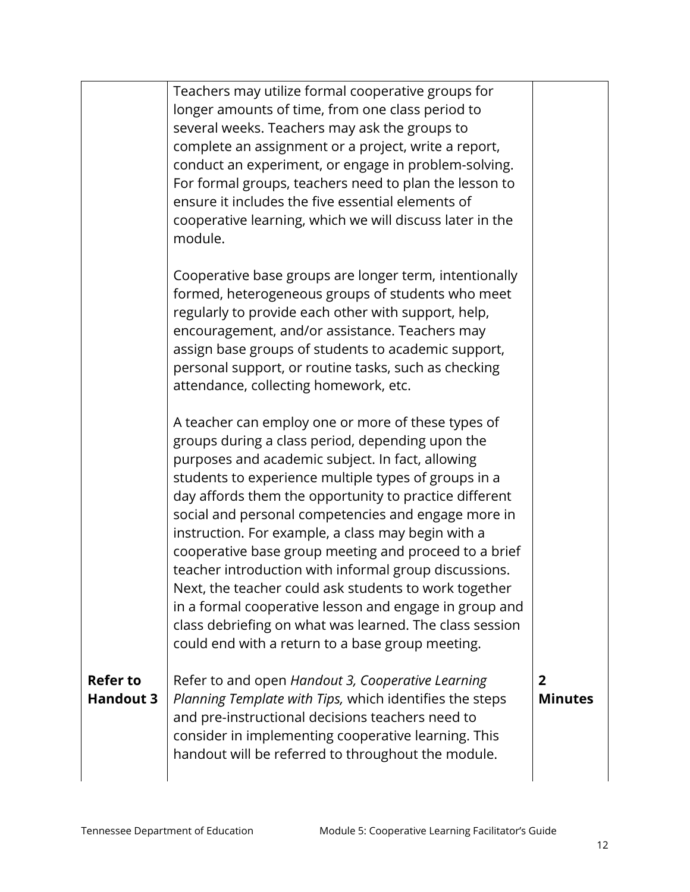| | | |
|---|---|---|
| | Teachers may utilize formal cooperative groups for longer amounts of time, from one class period to several weeks. Teachers may ask the groups to complete an assignment or a project, write a report, conduct an experiment, or engage in problem-solving. For formal groups, teachers need to plan the lesson to ensure it includes the five essential elements of cooperative learning, which we will discuss later in the module.<br><br>Cooperative base groups are longer term, intentionally formed, heterogeneous groups of students who meet regularly to provide each other with support, help, encouragement, and/or assistance. Teachers may assign base groups of students to academic support, personal support, or routine tasks, such as checking attendance, collecting homework, etc.<br><br>A teacher can employ one or more of these types of groups during a class period, depending upon the purposes and academic subject. In fact, allowing students to experience multiple types of groups in a day affords them the opportunity to practice different social and personal competencies and engage more in instruction. For example, a class may begin with a cooperative base group meeting and proceed to a brief teacher introduction with informal group discussions. Next, the teacher could ask students to work together in a formal cooperative lesson and engage in group and class debriefing on what was learned. The class session could end with a return to a base group meeting. | |
| **Refer to Handout 3** | Refer to and open *Handout 3, Cooperative Learning Planning Template with Tips,* which identifies the steps and pre-instructional decisions teachers need to consider in implementing cooperative learning. This handout will be referred to throughout the module. | **2 Minutes** |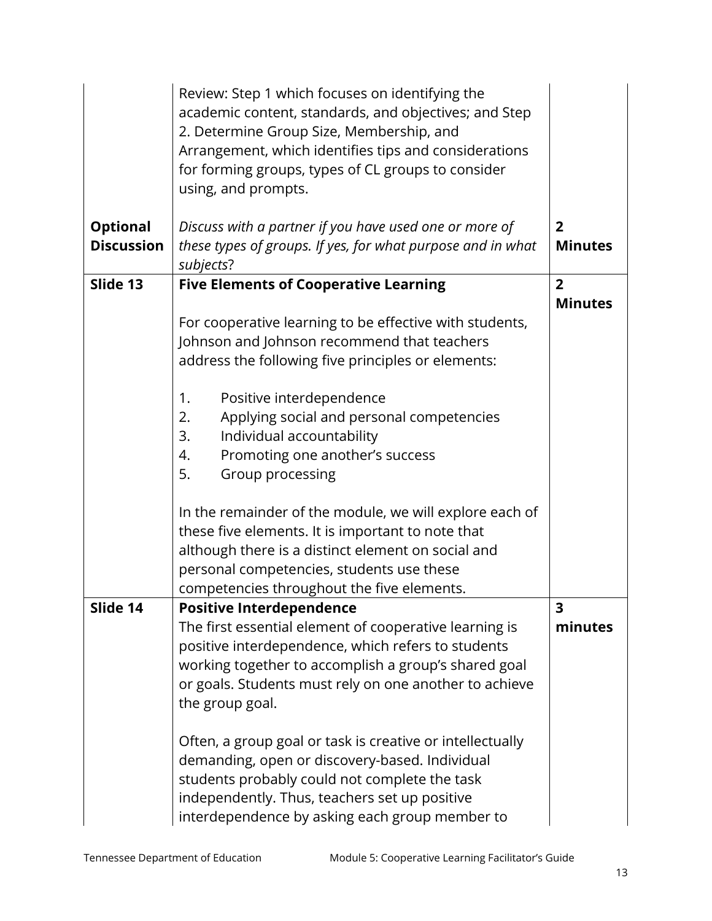| | | |
|---|---|---|
| | Review: Step 1 which focuses on identifying the academic content, standards, and objectives; and Step 2. Determine Group Size, Membership, and Arrangement, which identifies tips and considerations for forming groups, types of CL groups to consider using, and prompts. | |
| **Optional Discussion** | *Discuss with a partner if you have used one or more of these types of groups. If yes, for what purpose and in what subjects*? | **2 Minutes** |
| **Slide 13** | **Five Elements of Cooperative Learning**<br><br>For cooperative learning to be effective with students, Johnson and Johnson recommend that teachers address the following five principles or elements:<br><br>1. Positive interdependence<br>2. Applying social and personal competencies<br>3. Individual accountability<br>4. Promoting one another's success<br>5. Group processing<br><br>In the remainder of the module, we will explore each of these five elements. It is important to note that although there is a distinct element on social and personal competencies, students use these competencies throughout the five elements. | **2 Minutes** |
| **Slide 14** | **Positive Interdependence**<br>The first essential element of cooperative learning is positive interdependence, which refers to students working together to accomplish a group's shared goal or goals. Students must rely on one another to achieve the group goal.<br><br>Often, a group goal or task is creative or intellectually demanding, open or discovery-based. Individual students probably could not complete the task independently. Thus, teachers set up positive interdependence by asking each group member to | **3 minutes** |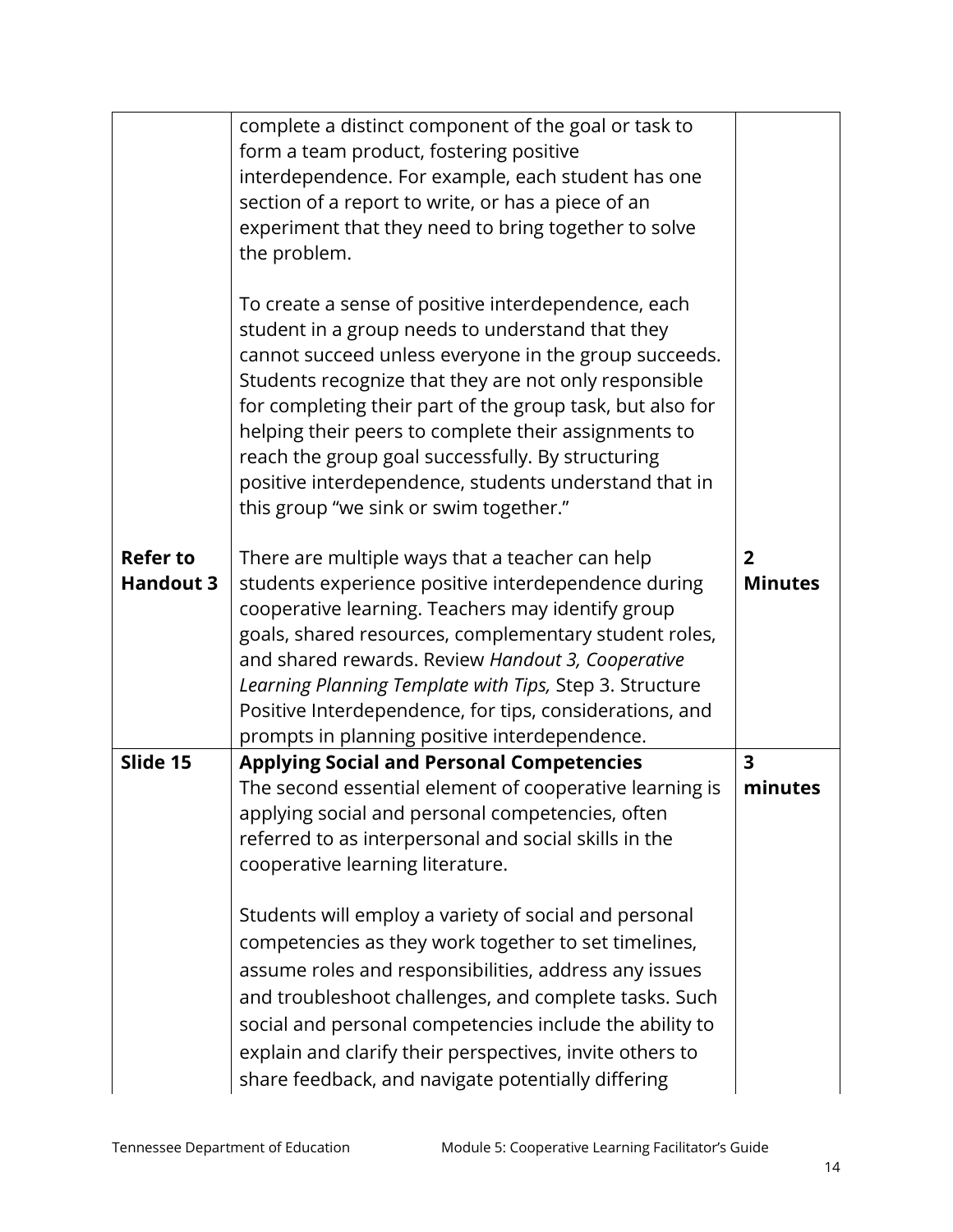|  |  |  |
|---|---|---|
|  | complete a distinct component of the goal or task to form a team product, fostering positive interdependence. For example, each student has one section of a report to write, or has a piece of an experiment that they need to bring together to solve the problem.<br><br>To create a sense of positive interdependence, each student in a group needs to understand that they cannot succeed unless everyone in the group succeeds. Students recognize that they are not only responsible for completing their part of the group task, but also for helping their peers to complete their assignments to reach the group goal successfully. By structuring positive interdependence, students understand that in this group "we sink or swim together." |  |
| **Refer to Handout 3** | There are multiple ways that a teacher can help students experience positive interdependence during cooperative learning. Teachers may identify group goals, shared resources, complementary student roles, and shared rewards. Review *Handout 3, Cooperative Learning Planning Template with Tips,* Step 3. Structure Positive Interdependence, for tips, considerations, and prompts in planning positive interdependence. | **2 Minutes** |
| **Slide 15** | **Applying Social and Personal Competencies**<br>The second essential element of cooperative learning is applying social and personal competencies, often referred to as interpersonal and social skills in the cooperative learning literature.<br><br>Students will employ a variety of social and personal competencies as they work together to set timelines, assume roles and responsibilities, address any issues and troubleshoot challenges, and complete tasks. Such social and personal competencies include the ability to explain and clarify their perspectives, invite others to share feedback, and navigate potentially differing | **3 minutes** |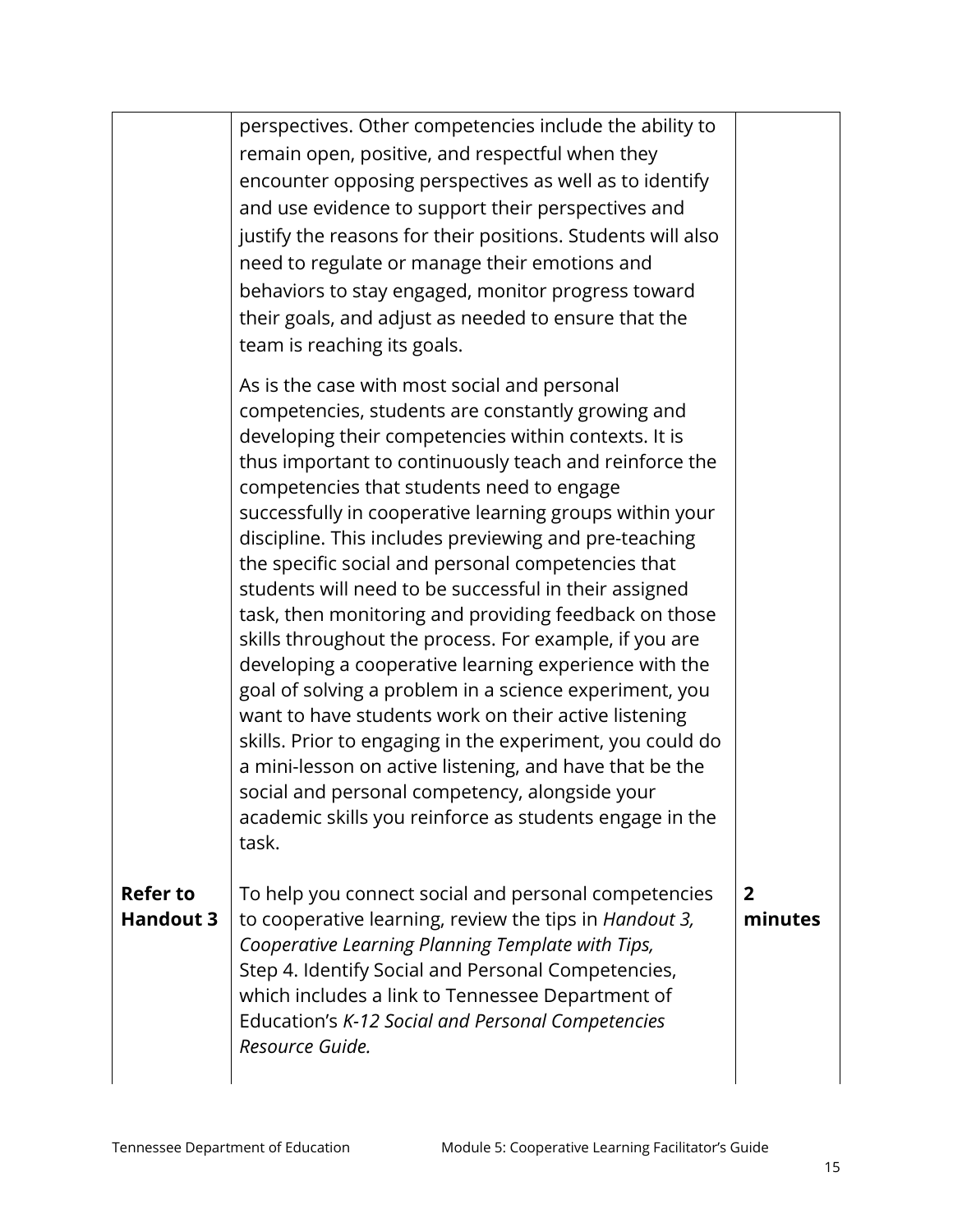| | | |
|---|---|---|
| | perspectives. Other competencies include the ability to remain open, positive, and respectful when they encounter opposing perspectives as well as to identify and use evidence to support their perspectives and justify the reasons for their positions. Students will also need to regulate or manage their emotions and behaviors to stay engaged, monitor progress toward their goals, and adjust as needed to ensure that the team is reaching its goals.<br><br>As is the case with most social and personal competencies, students are constantly growing and developing their competencies within contexts. It is thus important to continuously teach and reinforce the competencies that students need to engage successfully in cooperative learning groups within your discipline. This includes previewing and pre-teaching the specific social and personal competencies that students will need to be successful in their assigned task, then monitoring and providing feedback on those skills throughout the process. For example, if you are developing a cooperative learning experience with the goal of solving a problem in a science experiment, you want to have students work on their active listening skills. Prior to engaging in the experiment, you could do a mini-lesson on active listening, and have that be the social and personal competency, alongside your academic skills you reinforce as students engage in the task. | |
| **Refer to Handout 3** | To help you connect social and personal competencies to cooperative learning, review the tips in *Handout 3, Cooperative Learning Planning Template with Tips,* Step 4. Identify Social and Personal Competencies, which includes a link to Tennessee Department of Education's *K-12 Social and Personal Competencies Resource Guide.* | **2 minutes** |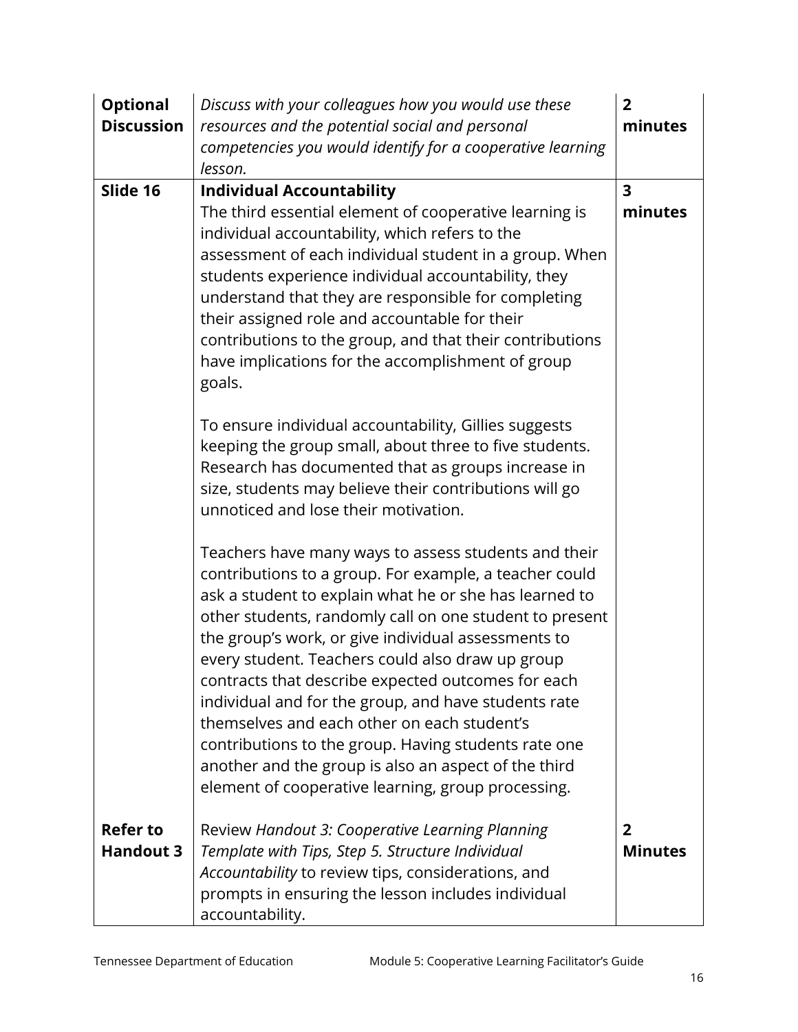| **Optional Discussion** | *Discuss with your colleagues how you would use these resources and the potential social and personal competencies you would identify for a cooperative learning lesson.* | **2 minutes** |
|---|---|---|
| **Slide 16** | **Individual Accountability**<br>The third essential element of cooperative learning is individual accountability, which refers to the assessment of each individual student in a group. When students experience individual accountability, they understand that they are responsible for completing their assigned role and accountable for their contributions to the group, and that their contributions have implications for the accomplishment of group goals.<br><br>To ensure individual accountability, Gillies suggests keeping the group small, about three to five students. Research has documented that as groups increase in size, students may believe their contributions will go unnoticed and lose their motivation.<br><br>Teachers have many ways to assess students and their contributions to a group. For example, a teacher could ask a student to explain what he or she has learned to other students, randomly call on one student to present the group's work, or give individual assessments to every student. Teachers could also draw up group contracts that describe expected outcomes for each individual and for the group, and have students rate themselves and each other on each student's contributions to the group. Having students rate one another and the group is also an aspect of the third element of cooperative learning, group processing. | **3 minutes** |
| **Refer to Handout 3** | Review *Handout 3: Cooperative Learning Planning Template with Tips, Step 5. Structure Individual Accountability* to review tips, considerations, and prompts in ensuring the lesson includes individual accountability. | **2 Minutes** |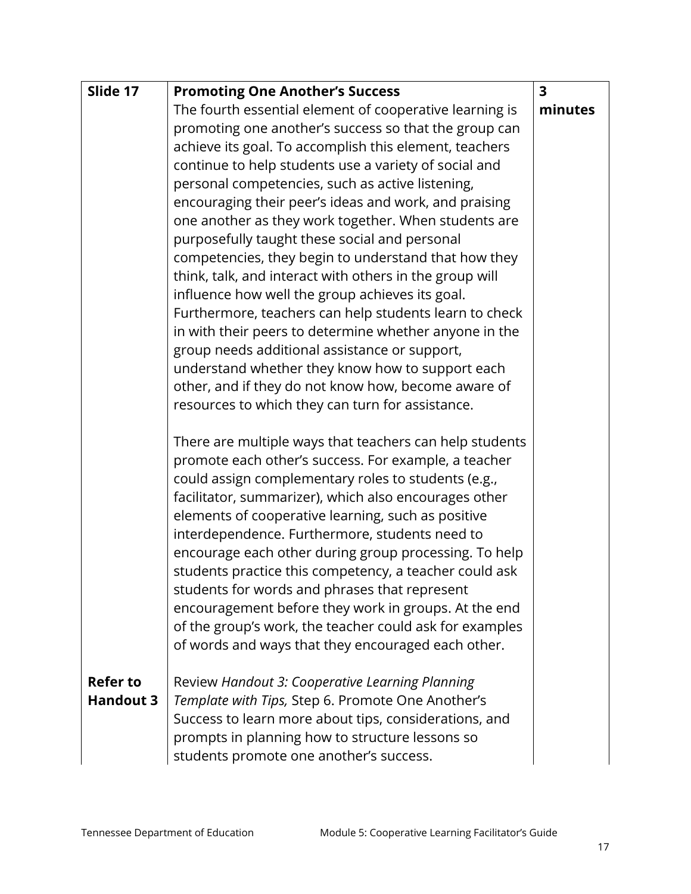| Slide 17 | **Promoting One Another's Success** The fourth essential element of cooperative learning is promoting one another's success so that the group can achieve its goal. To accomplish this element, teachers continue to help students use a variety of social and personal competencies, such as active listening, encouraging their peer's ideas and work, and praising one another as they work together. When students are purposefully taught these social and personal competencies, they begin to understand that how they think, talk, and interact with others in the group will influence how well the group achieves its goal. Furthermore, teachers can help students learn to check in with their peers to determine whether anyone in the group needs additional assistance or support, understand whether they know how to support each other, and if they do not know how, become aware of resources to which they can turn for assistance.<br><br>There are multiple ways that teachers can help students promote each other's success. For example, a teacher could assign complementary roles to students (e.g., facilitator, summarizer), which also encourages other elements of cooperative learning, such as positive interdependence. Furthermore, students need to encourage each other during group processing. To help students practice this competency, a teacher could ask students for words and phrases that represent encouragement before they work in groups. At the end of the group's work, the teacher could ask for examples of words and ways that they encouraged each other. | **3 minutes** |
|---|---|---|
| **Refer to Handout 3** | Review *Handout 3: Cooperative Learning Planning Template with Tips,* Step 6. Promote One Another's Success to learn more about tips, considerations, and prompts in planning how to structure lessons so students promote one another's success. | |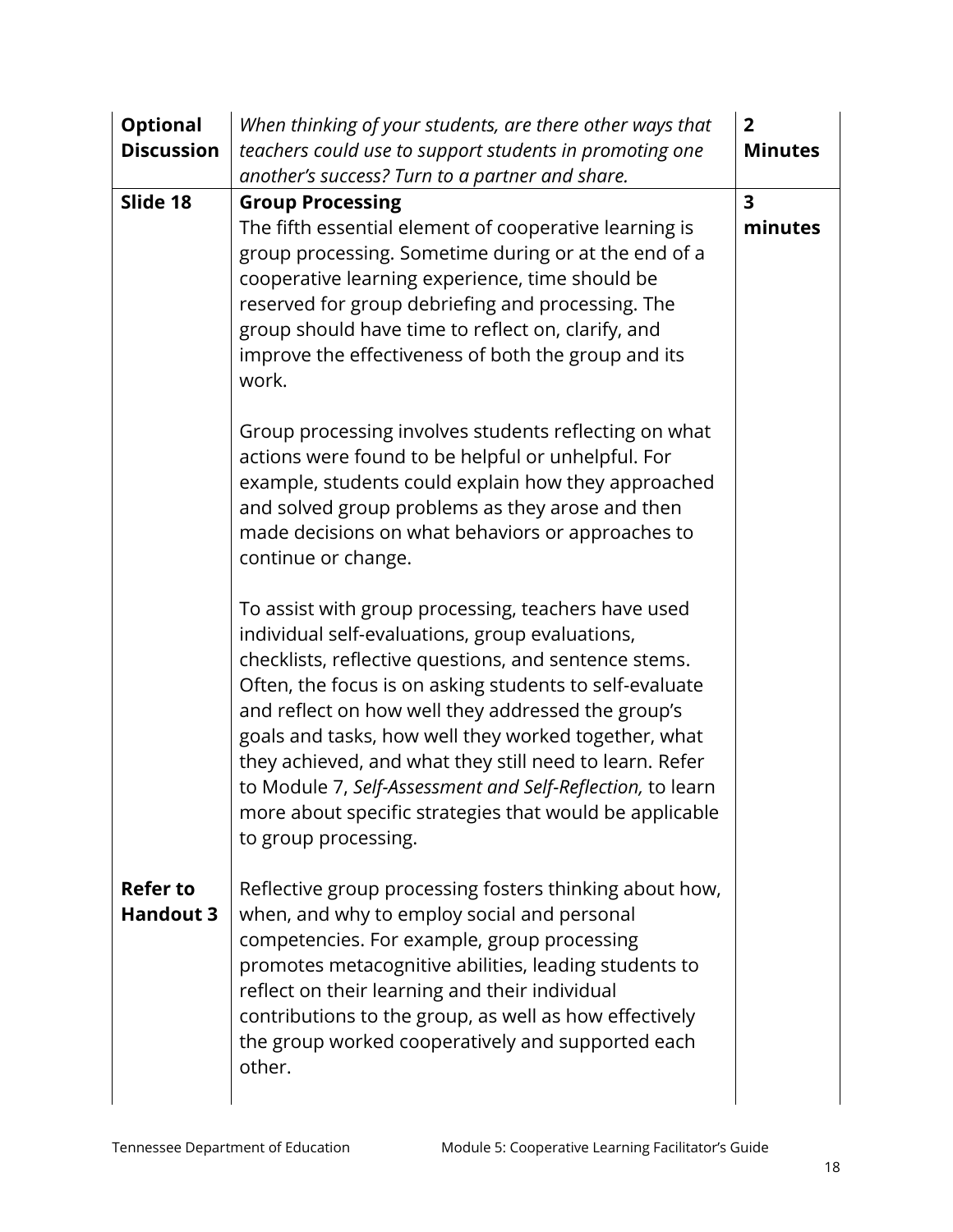| | | |
|---|---|---|
| **Optional Discussion** | *When thinking of your students, are there other ways that teachers could use to support students in promoting one another's success? Turn to a partner and share.* | **2 Minutes** |
| **Slide 18** | **Group Processing**<br>The fifth essential element of cooperative learning is group processing. Sometime during or at the end of a cooperative learning experience, time should be reserved for group debriefing and processing. The group should have time to reflect on, clarify, and improve the effectiveness of both the group and its work.<br><br>Group processing involves students reflecting on what actions were found to be helpful or unhelpful. For example, students could explain how they approached and solved group problems as they arose and then made decisions on what behaviors or approaches to continue or change.<br><br>To assist with group processing, teachers have used individual self-evaluations, group evaluations, checklists, reflective questions, and sentence stems. Often, the focus is on asking students to self-evaluate and reflect on how well they addressed the group's goals and tasks, how well they worked together, what they achieved, and what they still need to learn. Refer to Module 7, *Self-Assessment and Self-Reflection,* to learn more about specific strategies that would be applicable to group processing. | **3 minutes** |
| **Refer to Handout 3** | Reflective group processing fosters thinking about how, when, and why to employ social and personal competencies. For example, group processing promotes metacognitive abilities, leading students to reflect on their learning and their individual contributions to the group, as well as how effectively the group worked cooperatively and supported each other. | |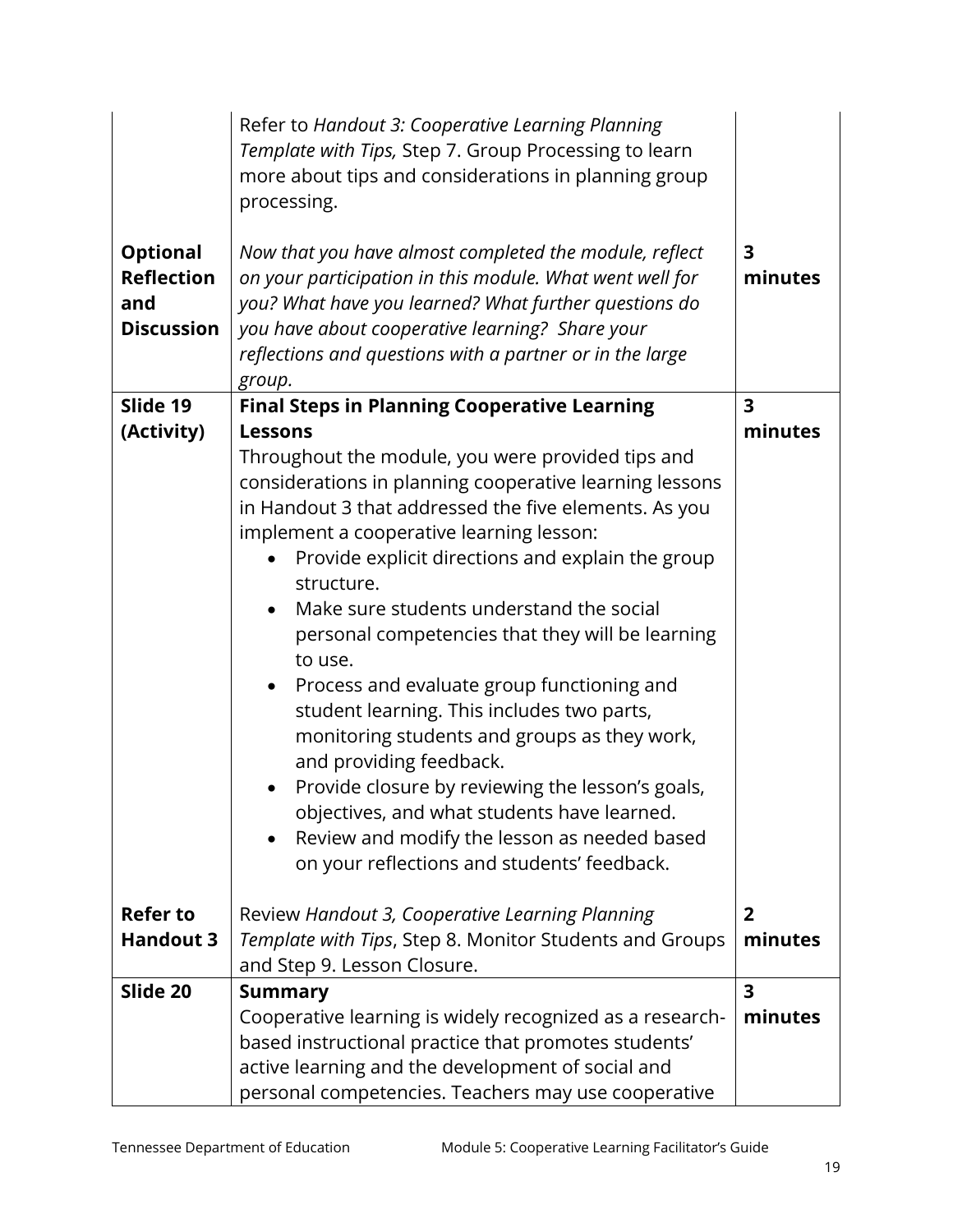| | | |
|---|---|---|
| | Refer to *Handout 3: Cooperative Learning Planning Template with Tips,* Step 7. Group Processing to learn more about tips and considerations in planning group processing. | |
| **Optional Reflection and Discussion** | *Now that you have almost completed the module, reflect on your participation in this module. What went well for you? What have you learned? What further questions do you have about cooperative learning? Share your reflections and questions with a partner or in the large group.* | **3 minutes** |
| **Slide 19 (Activity)** | **Final Steps in Planning Cooperative Learning Lessons**<br>Throughout the module, you were provided tips and considerations in planning cooperative learning lessons in Handout 3 that addressed the five elements. As you implement a cooperative learning lesson:<br>• Provide explicit directions and explain the group structure.<br>• Make sure students understand the social personal competencies that they will be learning to use.<br>• Process and evaluate group functioning and student learning. This includes two parts, monitoring students and groups as they work, and providing feedback.<br>• Provide closure by reviewing the lesson's goals, objectives, and what students have learned.<br>• Review and modify the lesson as needed based on your reflections and students' feedback. | **3 minutes** |
| **Refer to Handout 3** | Review *Handout 3, Cooperative Learning Planning Template with Tips*, Step 8. Monitor Students and Groups and Step 9. Lesson Closure. | **2 minutes** |
| **Slide 20** | **Summary**<br>Cooperative learning is widely recognized as a research-based instructional practice that promotes students' active learning and the development of social and personal competencies. Teachers may use cooperative | **3 minutes** |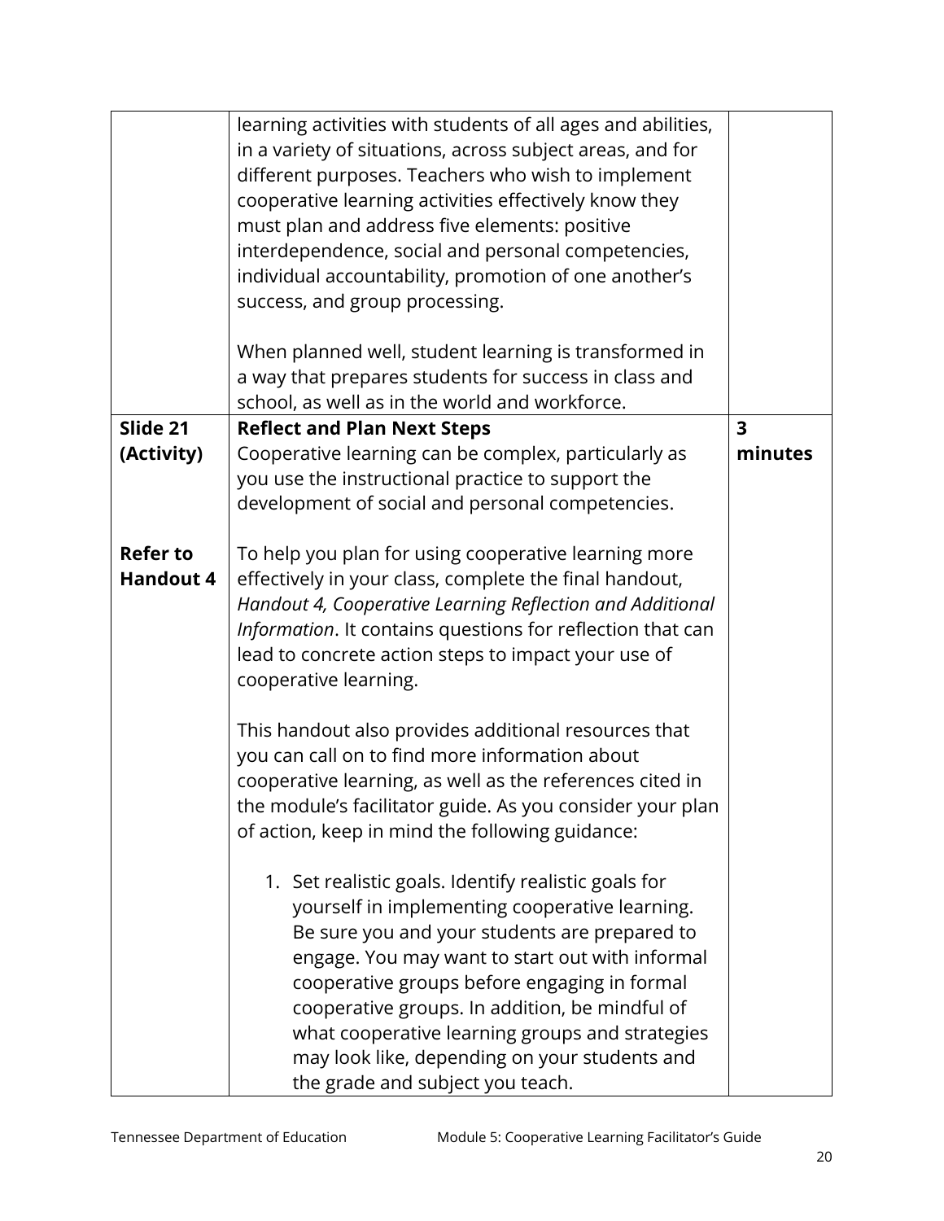| | | |
|---|---|---|
| | learning activities with students of all ages and abilities, in a variety of situations, across subject areas, and for different purposes. Teachers who wish to implement cooperative learning activities effectively know they must plan and address five elements: positive interdependence, social and personal competencies, individual accountability, promotion of one another's success, and group processing.<br><br>When planned well, student learning is transformed in a way that prepares students for success in class and school, as well as in the world and workforce. | |
| **Slide 21 (Activity)**<br><br>**Refer to Handout 4** | **Reflect and Plan Next Steps**<br>Cooperative learning can be complex, particularly as you use the instructional practice to support the development of social and personal competencies.<br><br>To help you plan for using cooperative learning more effectively in your class, complete the final handout, *Handout 4, Cooperative Learning Reflection and Additional Information*. It contains questions for reflection that can lead to concrete action steps to impact your use of cooperative learning.<br><br>This handout also provides additional resources that you can call on to find more information about cooperative learning, as well as the references cited in the module's facilitator guide. As you consider your plan of action, keep in mind the following guidance:<br><br>1. Set realistic goals. Identify realistic goals for yourself in implementing cooperative learning. Be sure you and your students are prepared to engage. You may want to start out with informal cooperative groups before engaging in formal cooperative groups. In addition, be mindful of what cooperative learning groups and strategies may look like, depending on your students and the grade and subject you teach. | **3 minutes** |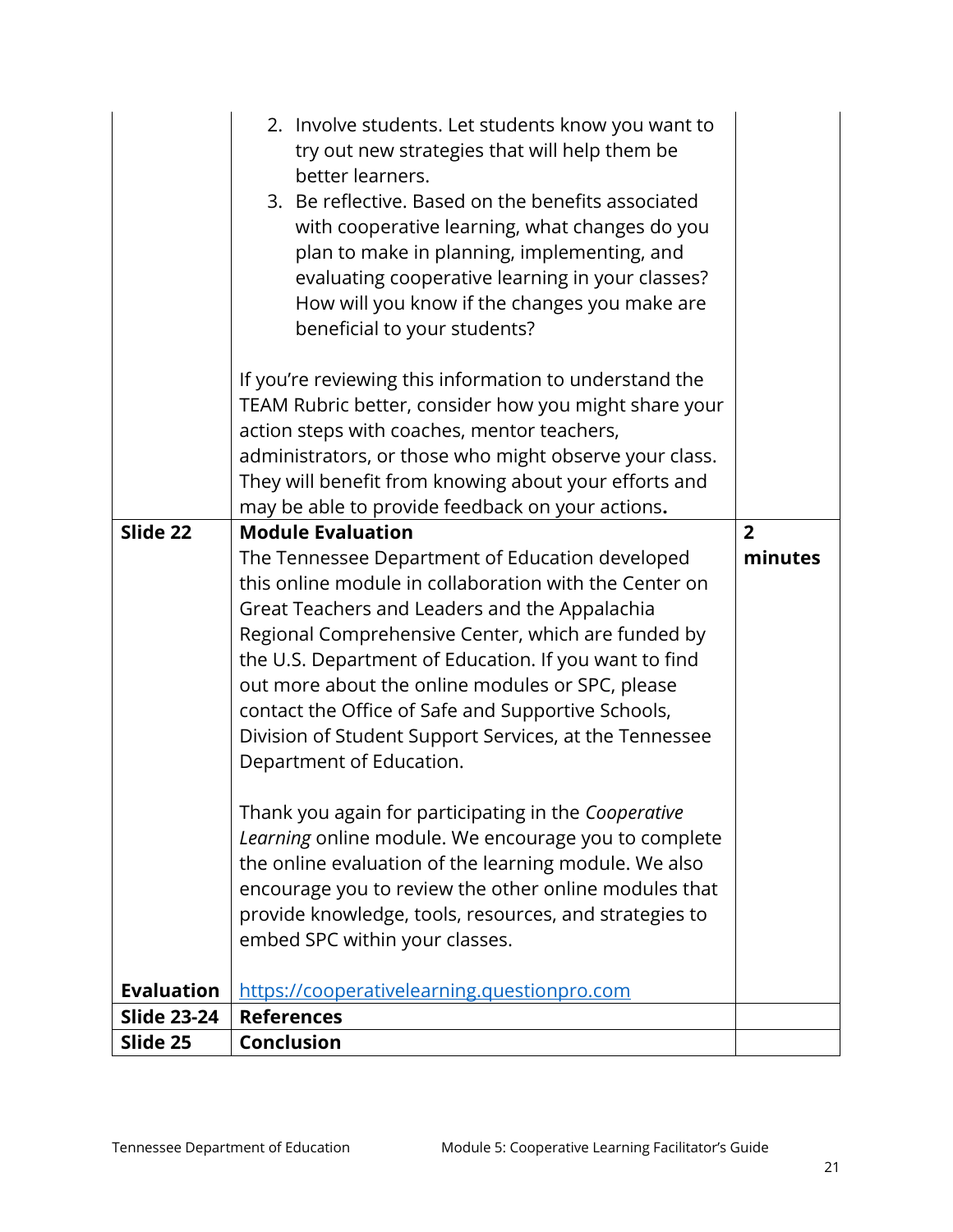| | | |
|---|---|---|
| | 2. Involve students. Let students know you want to try out new strategies that will help them be better learners.<br>3. Be reflective. Based on the benefits associated with cooperative learning, what changes do you plan to make in planning, implementing, and evaluating cooperative learning in your classes? How will you know if the changes you make are beneficial to your students?<br><br>If you're reviewing this information to understand the TEAM Rubric better, consider how you might share your action steps with coaches, mentor teachers, administrators, or those who might observe your class. They will benefit from knowing about your efforts and may be able to provide feedback on your actions**.** | |
| **Slide 22** | **Module Evaluation**<br>The Tennessee Department of Education developed this online module in collaboration with the Center on Great Teachers and Leaders and the Appalachia Regional Comprehensive Center, which are funded by the U.S. Department of Education. If you want to find out more about the online modules or SPC, please contact the Office of Safe and Supportive Schools, Division of Student Support Services, at the Tennessee Department of Education.<br><br>Thank you again for participating in the *Cooperative Learning* online module. We encourage you to complete the online evaluation of the learning module. We also encourage you to review the other online modules that provide knowledge, tools, resources, and strategies to embed SPC within your classes. | **2 minutes** |
| **Evaluation** | https://cooperativelearning.questionpro.com | |
| **Slide 23-24** | **References** | |
| **Slide 25** | **Conclusion** | |